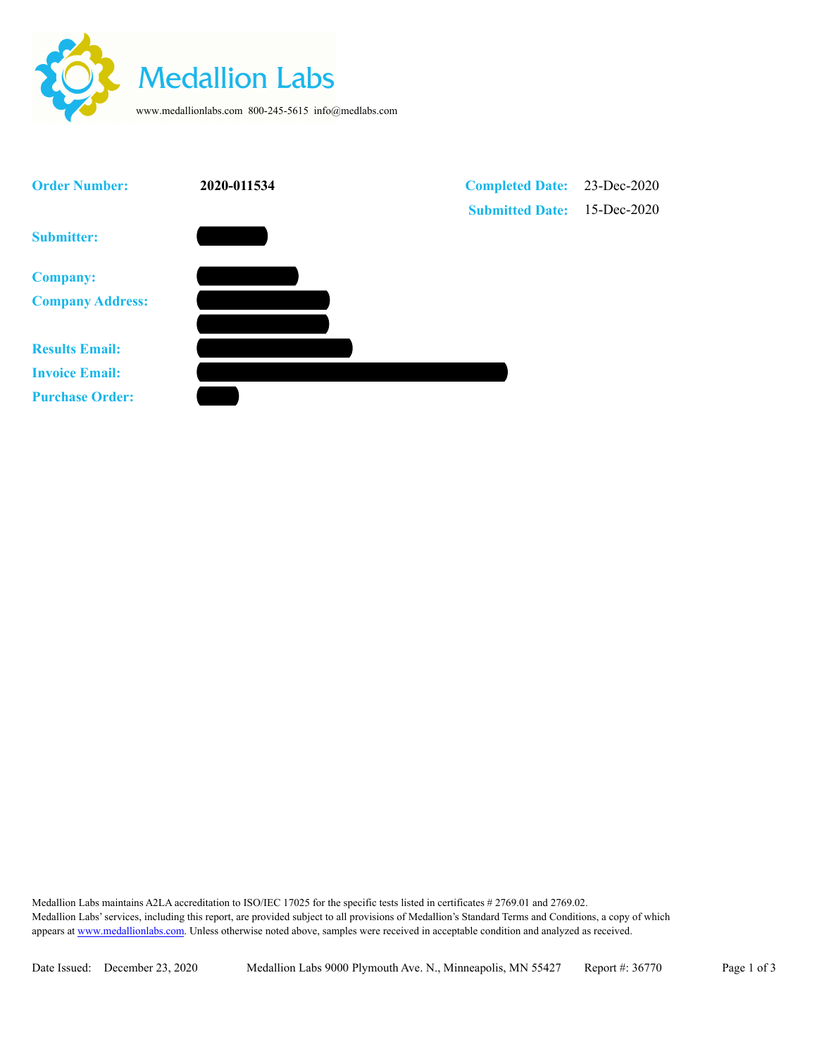# Medallion Labs

www.medallionlabs.com 800-245-5615 info@medlabs.com

| | | | |
|---|---|---|---|
| **Order Number:** | **2020-011534** | **Completed Date:** | 23-Dec-2020 |
| | | **Submitted Date:** | 15-Dec-2020 |
| **Submitter:** | | | |
| **Company:** | | | |
| **Company Address:** | | | |
| **Results Email:** | | | |
| **Invoice Email:** | | | |
| **Purchase Order:** | | | |

Medallion Labs maintains A2LA accreditation to ISO/IEC 17025 for the specific tests listed in certificates # 2769.01 and 2769.02.
Medallion Labs' services, including this report, are provided subject to all provisions of Medallion's Standard Terms and Conditions, a copy of which appears at www.medallionlabs.com. Unless otherwise noted above, samples were received in acceptable condition and analyzed as received.

Date Issued: December 23, 2020 Medallion Labs 9000 Plymouth Ave. N., Minneapolis, MN 55427 Report #: 36770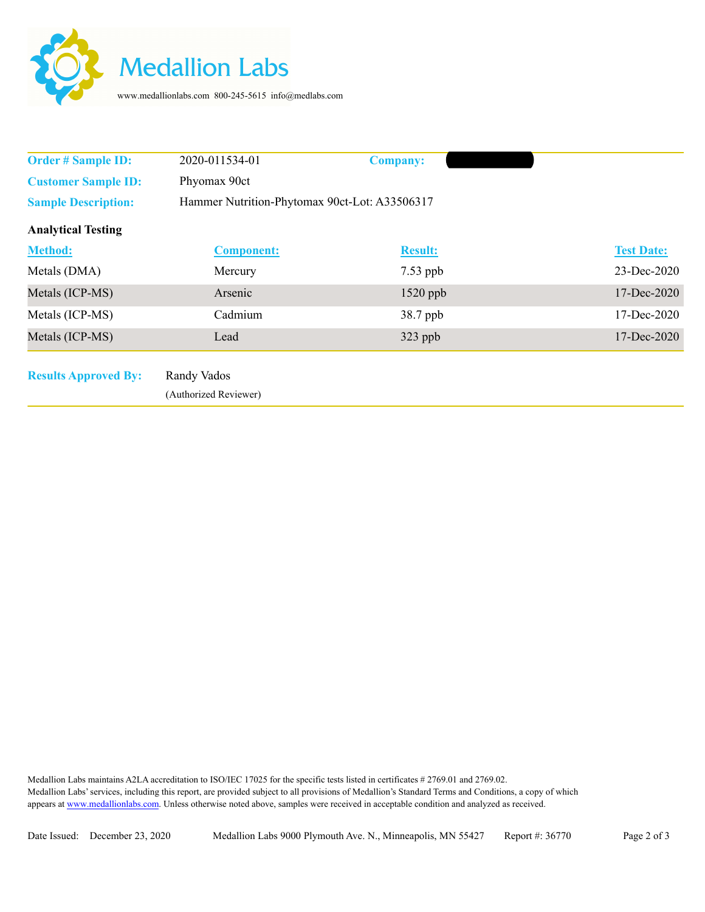# Medallion Labs

www.medallionlabs.com 800-245-5615 info@medlabs.com

**Order # Sample ID:** 2020-011534-01 **Company:**

**Customer Sample ID:** Phyomax 90ct

**Sample Description:** Hammer Nutrition-Phytomax 90ct-Lot: A33506317

**Analytical Testing**

| Method: | Component: | Result: | Test Date: |
|---|---|---|---|
| Metals (DMA) | Mercury | 7.53 ppb | 23-Dec-2020 |
| Metals (ICP-MS) | Arsenic | 1520 ppb | 17-Dec-2020 |
| Metals (ICP-MS) | Cadmium | 38.7 ppb | 17-Dec-2020 |
| Metals (ICP-MS) | Lead | 323 ppb | 17-Dec-2020 |

**Results Approved By:** Randy Vados
(Authorized Reviewer)

Medallion Labs maintains A2LA accreditation to ISO/IEC 17025 for the specific tests listed in certificates # 2769.01 and 2769.02.
Medallion Labs' services, including this report, are provided subject to all provisions of Medallion's Standard Terms and Conditions, a copy of which appears at www.medallionlabs.com. Unless otherwise noted above, samples were received in acceptable condition and analyzed as received.

Date Issued: December 23, 2020 Medallion Labs 9000 Plymouth Ave. N., Minneapolis, MN 55427 Report #: 36770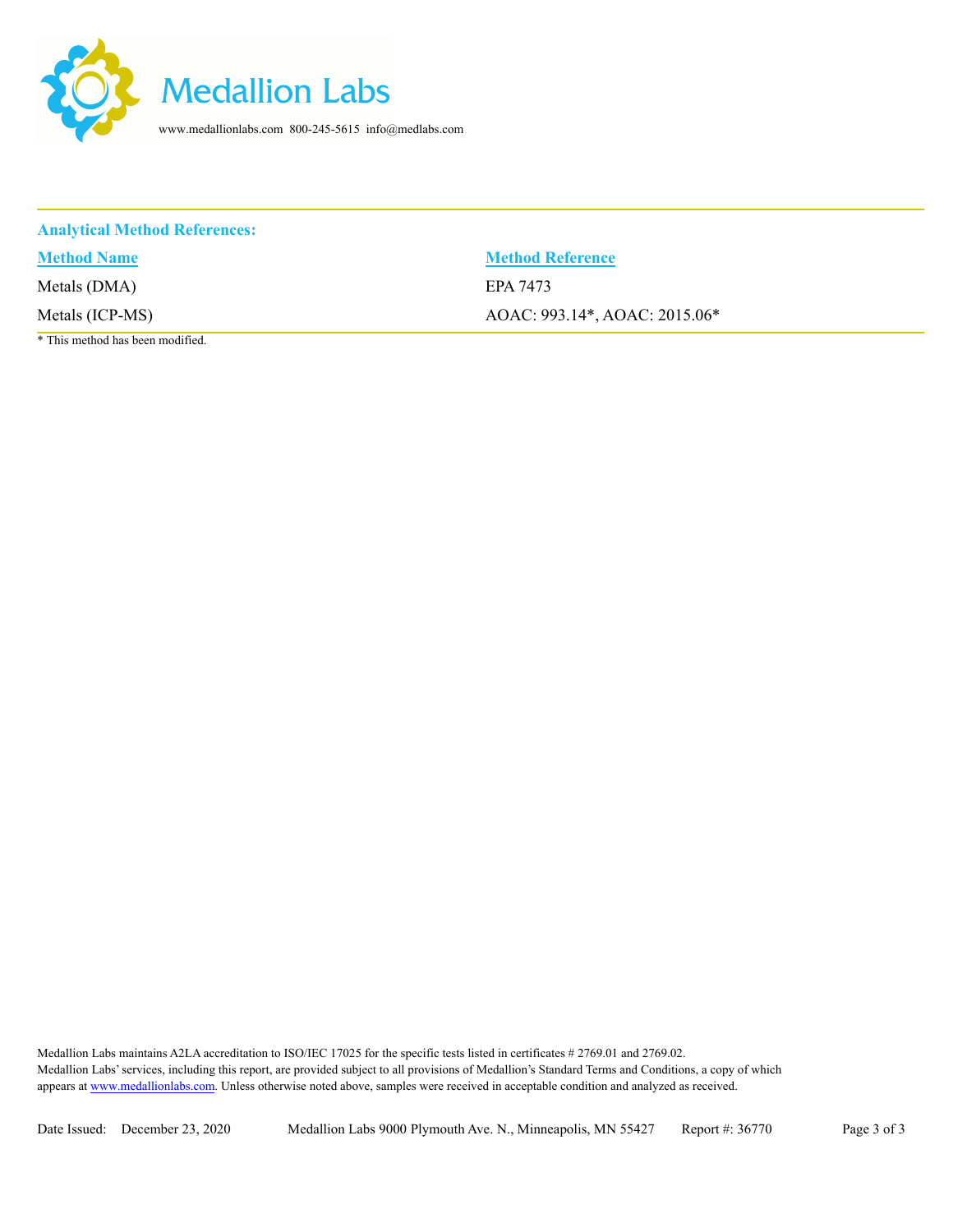Medallion Labs

www.medallionlabs.com 800-245-5615 info@medlabs.com

## Analytical Method References:

| Method Name | Method Reference |
|---|---|
| Metals (DMA) | EPA 7473 |
| Metals (ICP-MS) | AOAC: 993.14*, AOAC: 2015.06* |

* This method has been modified.

Medallion Labs maintains A2LA accreditation to ISO/IEC 17025 for the specific tests listed in certificates # 2769.01 and 2769.02.
Medallion Labs' services, including this report, are provided subject to all provisions of Medallion's Standard Terms and Conditions, a copy of which appears at www.medallionlabs.com. Unless otherwise noted above, samples were received in acceptable condition and analyzed as received.

Date Issued: December 23, 2020 Medallion Labs 9000 Plymouth Ave. N., Minneapolis, MN 55427 Report #: 36770